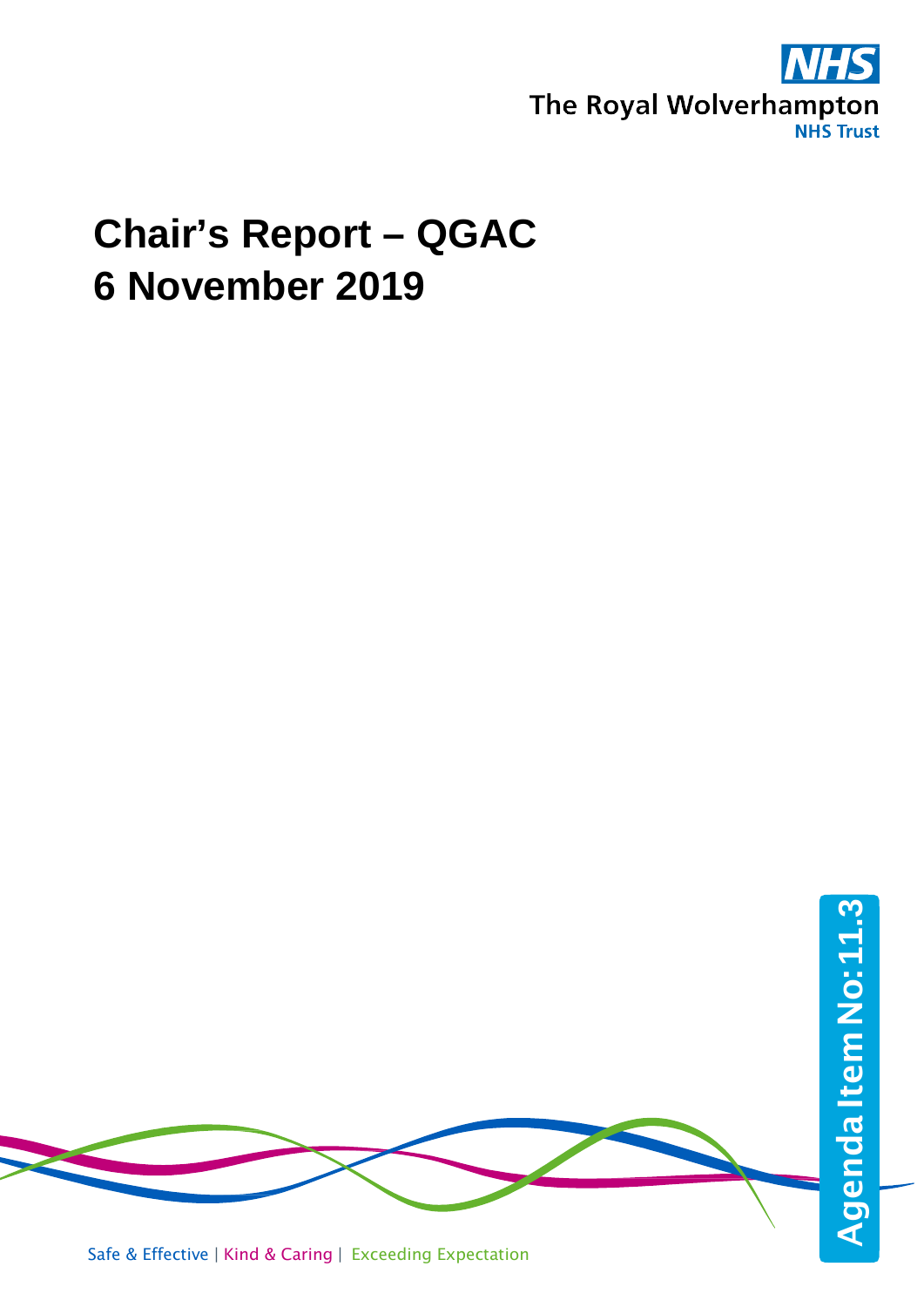The Royal Wolverhampton NHS Trust

# Chair's Report – QGAC
# 6 November 2019

Agenda Item No: 11.3

Safe & Effective | Kind & Caring | Exceeding Expectation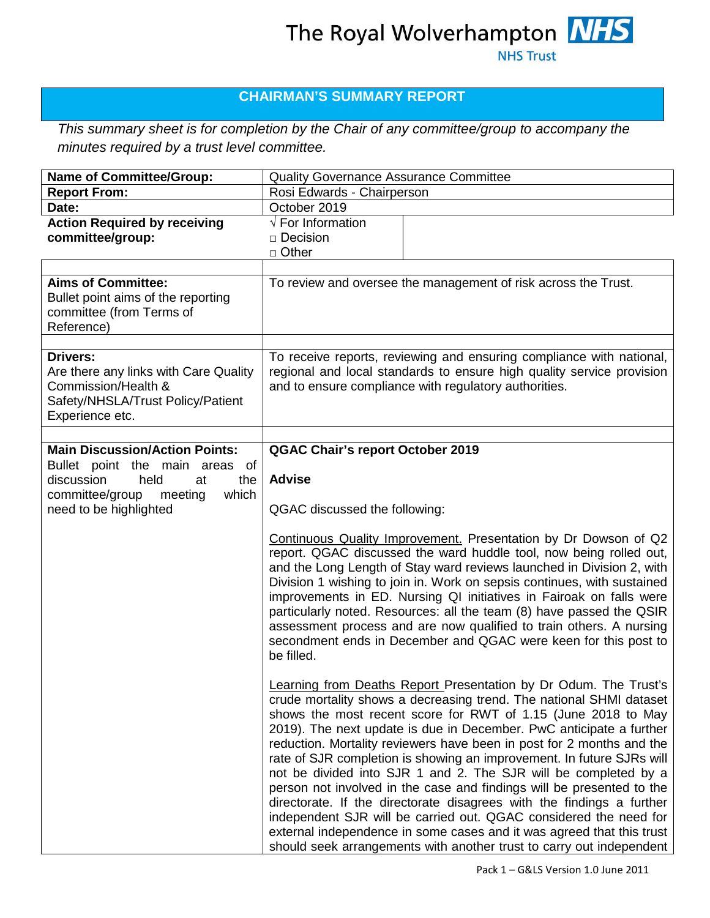The Royal Wolverhampton NHS Trust

# CHAIRMAN'S SUMMARY REPORT

*This summary sheet is for completion by the Chair of any committee/group to accompany the minutes required by a trust level committee.*

| | |
|---|---|
| **Name of Committee/Group:** | Quality Governance Assurance Committee |
| **Report From:** | Rosi Edwards - Chairperson |
| **Date:** | October 2019 |
| **Action Required by receiving committee/group:** | √ For Information<br>□ Decision<br>□ Other |
| | |
| **Aims of Committee:**<br>Bullet point aims of the reporting committee (from Terms of Reference) | To review and oversee the management of risk across the Trust. |
| | |
| **Drivers:**<br>Are there any links with Care Quality Commission/Health & Safety/NHSLA/Trust Policy/Patient Experience etc. | To receive reports, reviewing and ensuring compliance with national, regional and local standards to ensure high quality service provision and to ensure compliance with regulatory authorities. |
| | |
| **Main Discussion/Action Points:**<br>Bullet point the main areas of discussion held at the committee/group meeting which need to be highlighted | **QGAC Chair's report October 2019**<br><br>**Advise**<br><br>QGAC discussed the following:<br><br>Continuous Quality Improvement. Presentation by Dr Dowson of Q2 report. QGAC discussed the ward huddle tool, now being rolled out, and the Long Length of Stay ward reviews launched in Division 2, with Division 1 wishing to join in. Work on sepsis continues, with sustained improvements in ED. Nursing QI initiatives in Fairoak on falls were particularly noted. Resources: all the team (8) have passed the QSIR assessment process and are now qualified to train others. A nursing secondment ends in December and QGAC were keen for this post to be filled.<br><br>Learning from Deaths Report Presentation by Dr Odum. The Trust's crude mortality shows a decreasing trend. The national SHMI dataset shows the most recent score for RWT of 1.15 (June 2018 to May 2019). The next update is due in December. PwC anticipate a further reduction. Mortality reviewers have been in post for 2 months and the rate of SJR completion is showing an improvement. In future SJRs will not be divided into SJR 1 and 2. The SJR will be completed by a person not involved in the case and findings will be presented to the directorate. If the directorate disagrees with the findings a further independent SJR will be carried out. QGAC considered the need for external independence in some cases and it was agreed that this trust should seek arrangements with another trust to carry out independent |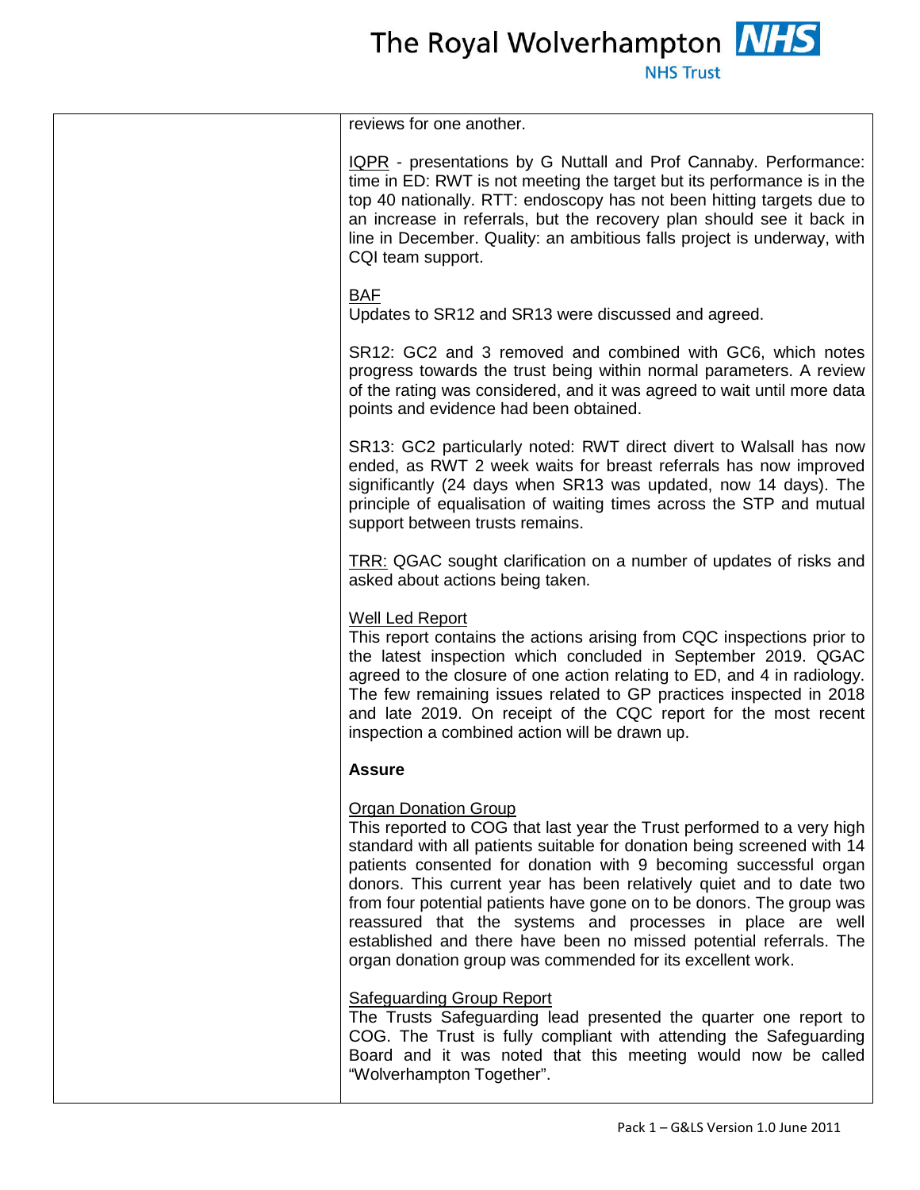| | reviews for one another.<br><br><u>IQPR</u> - presentations by G Nuttall and Prof Cannaby. Performance: time in ED: RWT is not meeting the target but its performance is in the top 40 nationally. RTT: endoscopy has not been hitting targets due to an increase in referrals, but the recovery plan should see it back in line in December. Quality: an ambitious falls project is underway, with CQI team support.<br><br><u>BAF</u><br>Updates to SR12 and SR13 were discussed and agreed.<br><br>SR12: GC2 and 3 removed and combined with GC6, which notes progress towards the trust being within normal parameters. A review of the rating was considered, and it was agreed to wait until more data points and evidence had been obtained.<br><br>SR13: GC2 particularly noted: RWT direct divert to Walsall has now ended, as RWT 2 week waits for breast referrals has now improved significantly (24 days when SR13 was updated, now 14 days). The principle of equalisation of waiting times across the STP and mutual support between trusts remains.<br><br><u>TRR:</u> QGAC sought clarification on a number of updates of risks and asked about actions being taken.<br><br><u>Well Led Report</u><br>This report contains the actions arising from CQC inspections prior to the latest inspection which concluded in September 2019. QGAC agreed to the closure of one action relating to ED, and 4 in radiology. The few remaining issues related to GP practices inspected in 2018 and late 2019. On receipt of the CQC report for the most recent inspection a combined action will be drawn up.<br><br>**Assure**<br><br><u>Organ Donation Group</u><br>This reported to COG that last year the Trust performed to a very high standard with all patients suitable for donation being screened with 14 patients consented for donation with 9 becoming successful organ donors. This current year has been relatively quiet and to date two from four potential patients have gone on to be donors. The group was reassured that the systems and processes in place are well established and there have been no missed potential referrals. The organ donation group was commended for its excellent work.<br><br><u>Safeguarding Group Report</u><br>The Trusts Safeguarding lead presented the quarter one report to COG. The Trust is fully compliant with attending the Safeguarding Board and it was noted that this meeting would now be called "Wolverhampton Together". |
|---|---|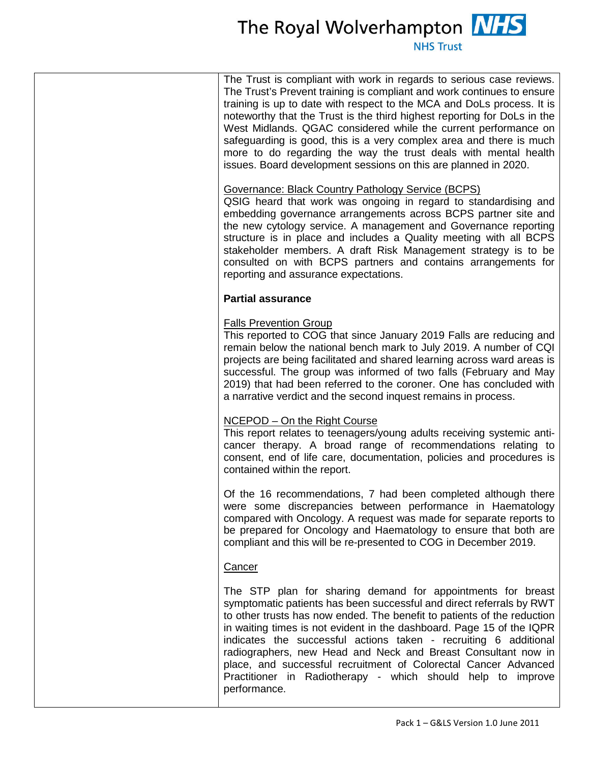The Trust is compliant with work in regards to serious case reviews. The Trust's Prevent training is compliant and work continues to ensure training is up to date with respect to the MCA and DoLs process. It is noteworthy that the Trust is the third highest reporting for DoLs in the West Midlands. QGAC considered while the current performance on safeguarding is good, this is a very complex area and there is much more to do regarding the way the trust deals with mental health issues. Board development sessions on this are planned in 2020.

<u>Governance: Black Country Pathology Service (BCPS)</u>
QSIG heard that work was ongoing in regard to standardising and embedding governance arrangements across BCPS partner site and the new cytology service. A management and Governance reporting structure is in place and includes a Quality meeting with all BCPS stakeholder members. A draft Risk Management strategy is to be consulted on with BCPS partners and contains arrangements for reporting and assurance expectations.

**Partial assurance**

<u>Falls Prevention Group</u>
This reported to COG that since January 2019 Falls are reducing and remain below the national bench mark to July 2019. A number of CQI projects are being facilitated and shared learning across ward areas is successful. The group was informed of two falls (February and May 2019) that had been referred to the coroner. One has concluded with a narrative verdict and the second inquest remains in process.

<u>NCEPOD – On the Right Course</u>
This report relates to teenagers/young adults receiving systemic anti-cancer therapy. A broad range of recommendations relating to consent, end of life care, documentation, policies and procedures is contained within the report.

Of the 16 recommendations, 7 had been completed although there were some discrepancies between performance in Haematology compared with Oncology. A request was made for separate reports to be prepared for Oncology and Haematology to ensure that both are compliant and this will be re-presented to COG in December 2019.

<u>Cancer</u>

The STP plan for sharing demand for appointments for breast symptomatic patients has been successful and direct referrals by RWT to other trusts has now ended. The benefit to patients of the reduction in waiting times is not evident in the dashboard. Page 15 of the IQPR indicates the successful actions taken - recruiting 6 additional radiographers, new Head and Neck and Breast Consultant now in place, and successful recruitment of Colorectal Cancer Advanced Practitioner in Radiotherapy - which should help to improve performance.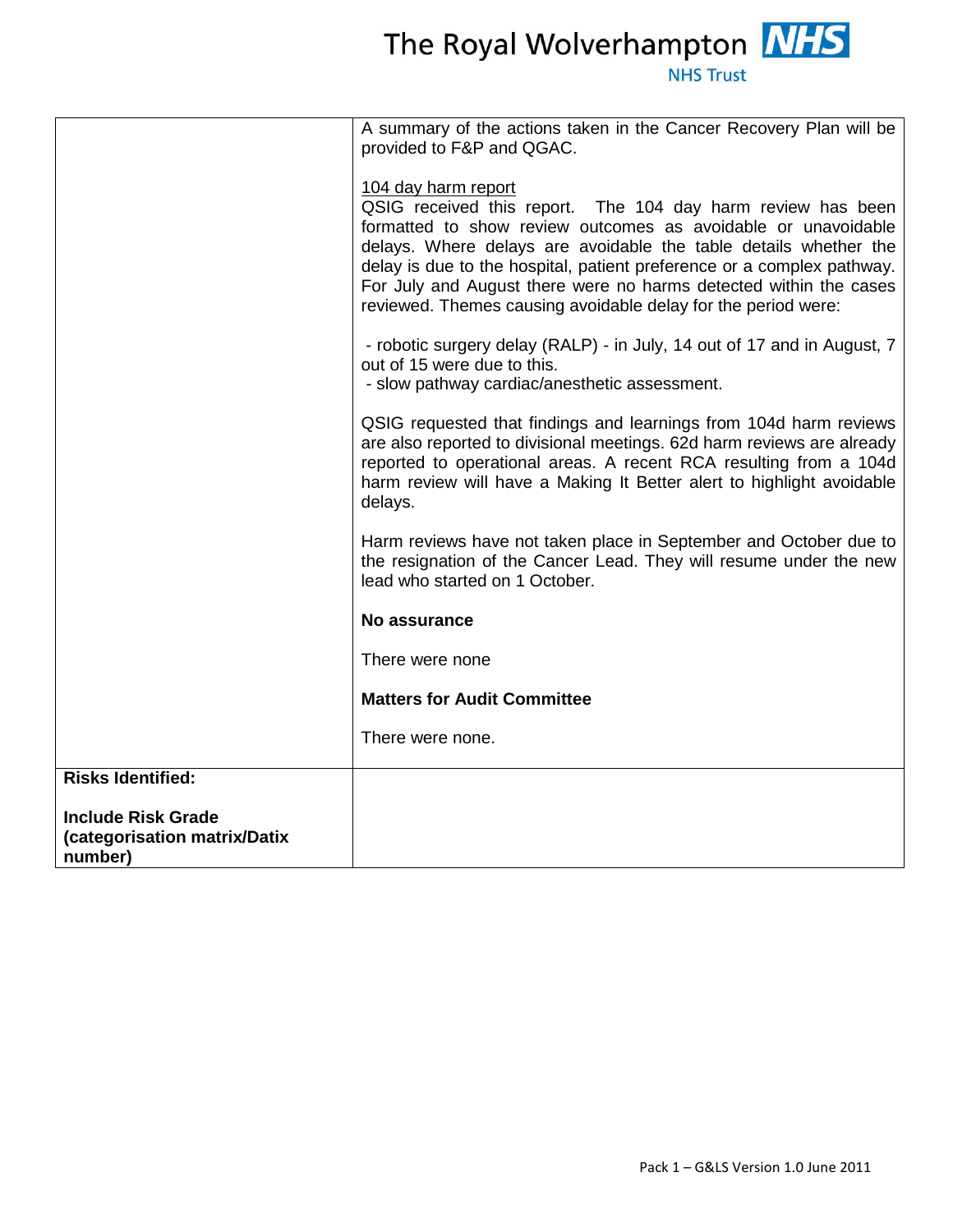| | |
|---|---|
| | A summary of the actions taken in the Cancer Recovery Plan will be provided to F&P and QGAC.<br><br>104 day harm report<br>QSIG received this report. The 104 day harm review has been formatted to show review outcomes as avoidable or unavoidable delays. Where delays are avoidable the table details whether the delay is due to the hospital, patient preference or a complex pathway. For July and August there were no harms detected within the cases reviewed. Themes causing avoidable delay for the period were:<br><br>- robotic surgery delay (RALP) - in July, 14 out of 17 and in August, 7 out of 15 were due to this.<br>- slow pathway cardiac/anesthetic assessment.<br><br>QSIG requested that findings and learnings from 104d harm reviews are also reported to divisional meetings. 62d harm reviews are already reported to operational areas. A recent RCA resulting from a 104d harm review will have a Making It Better alert to highlight avoidable delays.<br><br>Harm reviews have not taken place in September and October due to the resignation of the Cancer Lead. They will resume under the new lead who started on 1 October.<br><br>**No assurance**<br><br>There were none<br><br>**Matters for Audit Committee**<br><br>There were none. |
| **Risks Identified:**<br><br>**Include Risk Grade (categorisation matrix/Datix number)** | |